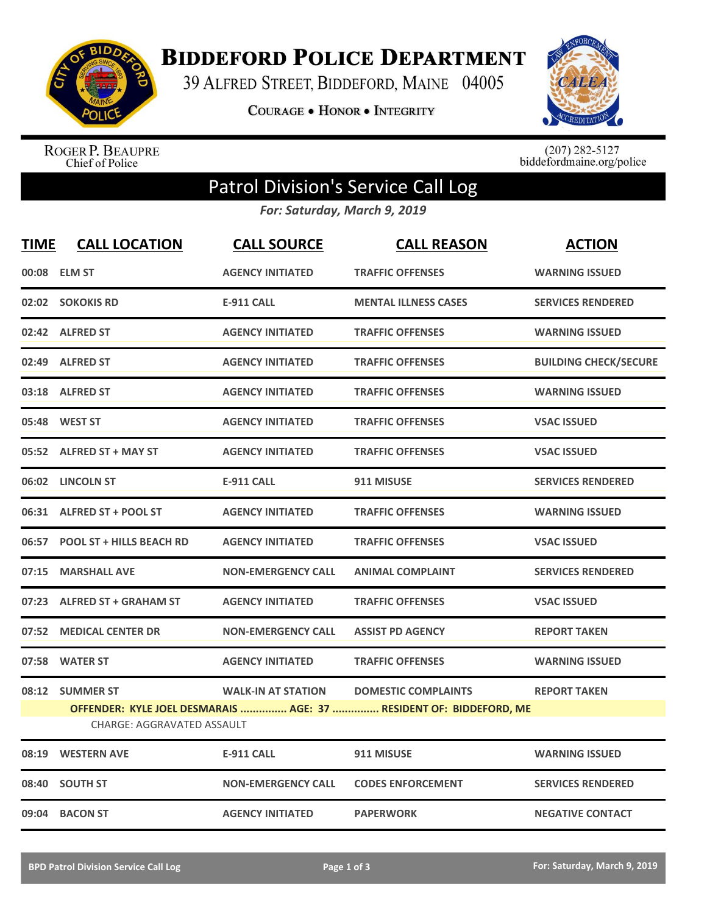# BIDDEFORD POLICE DEPARTMENT

39 ALFRED STREET, BIDDEFORD, MAINE 04005

COURAGE • HONOR • INTEGRITY

ROGER P. BEAUPRE
Chief of Police

(207) 282-5127
biddefordmaine.org/police

## Patrol Division's Service Call Log

*For: Saturday, March 9, 2019*

| TIME | CALL LOCATION | CALL SOURCE | CALL REASON | ACTION |
|---|---|---|---|---|
| 00:08 | ELM ST | AGENCY INITIATED | TRAFFIC OFFENSES | WARNING ISSUED |
| 02:02 | SOKOKIS RD | E-911 CALL | MENTAL ILLNESS CASES | SERVICES RENDERED |
| 02:42 | ALFRED ST | AGENCY INITIATED | TRAFFIC OFFENSES | WARNING ISSUED |
| 02:49 | ALFRED ST | AGENCY INITIATED | TRAFFIC OFFENSES | BUILDING CHECK/SECURE |
| 03:18 | ALFRED ST | AGENCY INITIATED | TRAFFIC OFFENSES | WARNING ISSUED |
| 05:48 | WEST ST | AGENCY INITIATED | TRAFFIC OFFENSES | VSAC ISSUED |
| 05:52 | ALFRED ST + MAY ST | AGENCY INITIATED | TRAFFIC OFFENSES | VSAC ISSUED |
| 06:02 | LINCOLN ST | E-911 CALL | 911 MISUSE | SERVICES RENDERED |
| 06:31 | ALFRED ST + POOL ST | AGENCY INITIATED | TRAFFIC OFFENSES | WARNING ISSUED |
| 06:57 | POOL ST + HILLS BEACH RD | AGENCY INITIATED | TRAFFIC OFFENSES | VSAC ISSUED |
| 07:15 | MARSHALL AVE | NON-EMERGENCY CALL | ANIMAL COMPLAINT | SERVICES RENDERED |
| 07:23 | ALFRED ST + GRAHAM ST | AGENCY INITIATED | TRAFFIC OFFENSES | VSAC ISSUED |
| 07:52 | MEDICAL CENTER DR | NON-EMERGENCY CALL | ASSIST PD AGENCY | REPORT TAKEN |
| 07:58 | WATER ST | AGENCY INITIATED | TRAFFIC OFFENSES | WARNING ISSUED |
| 08:12 | SUMMER ST | WALK-IN AT STATION | DOMESTIC COMPLAINTS | REPORT TAKEN |
| | **OFFENDER: KYLE JOEL DESMARAIS ............... AGE: 37 ............... RESIDENT OF: BIDDEFORD, ME** | | | |
| | CHARGE: AGGRAVATED ASSAULT | | | |
| 08:19 | WESTERN AVE | E-911 CALL | 911 MISUSE | WARNING ISSUED |
| 08:40 | SOUTH ST | NON-EMERGENCY CALL | CODES ENFORCEMENT | SERVICES RENDERED |
| 09:04 | BACON ST | AGENCY INITIATED | PAPERWORK | NEGATIVE CONTACT |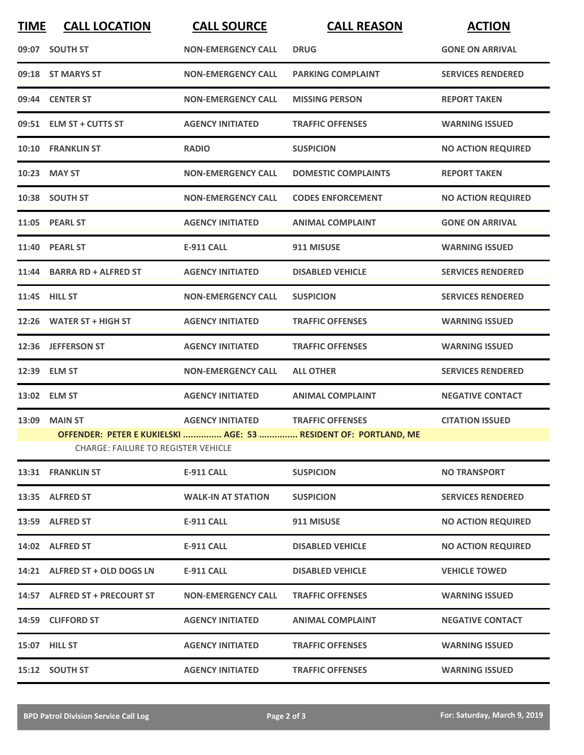| TIME | CALL LOCATION | CALL SOURCE | CALL REASON | ACTION |
|---|---|---|---|---|
| 09:07 | SOUTH ST | NON-EMERGENCY CALL | DRUG | GONE ON ARRIVAL |
| 09:18 | ST MARYS ST | NON-EMERGENCY CALL | PARKING COMPLAINT | SERVICES RENDERED |
| 09:44 | CENTER ST | NON-EMERGENCY CALL | MISSING PERSON | REPORT TAKEN |
| 09:51 | ELM ST + CUTTS ST | AGENCY INITIATED | TRAFFIC OFFENSES | WARNING ISSUED |
| 10:10 | FRANKLIN ST | RADIO | SUSPICION | NO ACTION REQUIRED |
| 10:23 | MAY ST | NON-EMERGENCY CALL | DOMESTIC COMPLAINTS | REPORT TAKEN |
| 10:38 | SOUTH ST | NON-EMERGENCY CALL | CODES ENFORCEMENT | NO ACTION REQUIRED |
| 11:05 | PEARL ST | AGENCY INITIATED | ANIMAL COMPLAINT | GONE ON ARRIVAL |
| 11:40 | PEARL ST | E-911 CALL | 911 MISUSE | WARNING ISSUED |
| 11:44 | BARRA RD + ALFRED ST | AGENCY INITIATED | DISABLED VEHICLE | SERVICES RENDERED |
| 11:45 | HILL ST | NON-EMERGENCY CALL | SUSPICION | SERVICES RENDERED |
| 12:26 | WATER ST + HIGH ST | AGENCY INITIATED | TRAFFIC OFFENSES | WARNING ISSUED |
| 12:36 | JEFFERSON ST | AGENCY INITIATED | TRAFFIC OFFENSES | WARNING ISSUED |
| 12:39 | ELM ST | NON-EMERGENCY CALL | ALL OTHER | SERVICES RENDERED |
| 13:02 | ELM ST | AGENCY INITIATED | ANIMAL COMPLAINT | NEGATIVE CONTACT |
| 13:09 | MAIN ST | AGENCY INITIATED | TRAFFIC OFFENSES | CITATION ISSUED |
| | OFFENDER: PETER E KUKIELSKI ............... AGE: 53 ............... RESIDENT OF: PORTLAND, ME | | | |
| | CHARGE: FAILURE TO REGISTER VEHICLE | | | |
| 13:31 | FRANKLIN ST | E-911 CALL | SUSPICION | NO TRANSPORT |
| 13:35 | ALFRED ST | WALK-IN AT STATION | SUSPICION | SERVICES RENDERED |
| 13:59 | ALFRED ST | E-911 CALL | 911 MISUSE | NO ACTION REQUIRED |
| 14:02 | ALFRED ST | E-911 CALL | DISABLED VEHICLE | NO ACTION REQUIRED |
| 14:21 | ALFRED ST + OLD DOGS LN | E-911 CALL | DISABLED VEHICLE | VEHICLE TOWED |
| 14:57 | ALFRED ST + PRECOURT ST | NON-EMERGENCY CALL | TRAFFIC OFFENSES | WARNING ISSUED |
| 14:59 | CLIFFORD ST | AGENCY INITIATED | ANIMAL COMPLAINT | NEGATIVE CONTACT |
| 15:07 | HILL ST | AGENCY INITIATED | TRAFFIC OFFENSES | WARNING ISSUED |
| 15:12 | SOUTH ST | AGENCY INITIATED | TRAFFIC OFFENSES | WARNING ISSUED |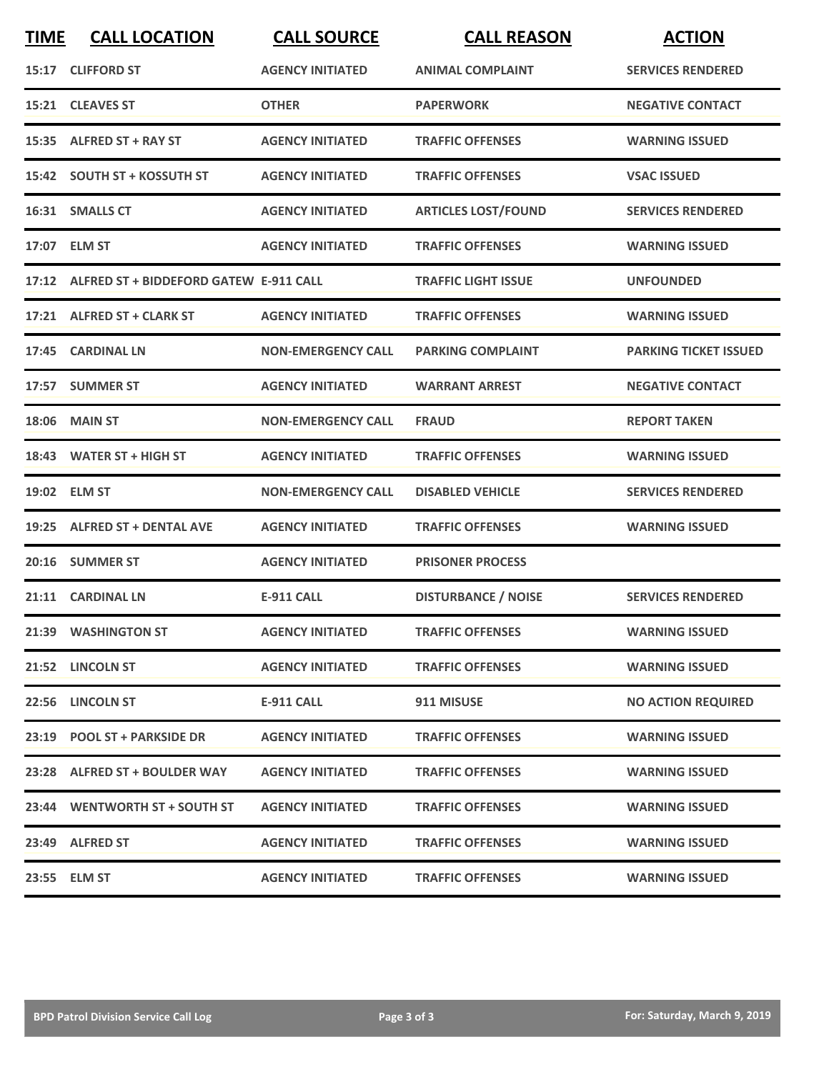| TIME | CALL LOCATION | CALL SOURCE | CALL REASON | ACTION |
|---|---|---|---|---|
| 15:17 | CLIFFORD ST | AGENCY INITIATED | ANIMAL COMPLAINT | SERVICES RENDERED |
| 15:21 | CLEAVES ST | OTHER | PAPERWORK | NEGATIVE CONTACT |
| 15:35 | ALFRED ST + RAY ST | AGENCY INITIATED | TRAFFIC OFFENSES | WARNING ISSUED |
| 15:42 | SOUTH ST + KOSSUTH ST | AGENCY INITIATED | TRAFFIC OFFENSES | VSAC ISSUED |
| 16:31 | SMALLS CT | AGENCY INITIATED | ARTICLES LOST/FOUND | SERVICES RENDERED |
| 17:07 | ELM ST | AGENCY INITIATED | TRAFFIC OFFENSES | WARNING ISSUED |
| 17:12 | ALFRED ST + BIDDEFORD GATEW | E-911 CALL | TRAFFIC LIGHT ISSUE | UNFOUNDED |
| 17:21 | ALFRED ST + CLARK ST | AGENCY INITIATED | TRAFFIC OFFENSES | WARNING ISSUED |
| 17:45 | CARDINAL LN | NON-EMERGENCY CALL | PARKING COMPLAINT | PARKING TICKET ISSUED |
| 17:57 | SUMMER ST | AGENCY INITIATED | WARRANT ARREST | NEGATIVE CONTACT |
| 18:06 | MAIN ST | NON-EMERGENCY CALL | FRAUD | REPORT TAKEN |
| 18:43 | WATER ST + HIGH ST | AGENCY INITIATED | TRAFFIC OFFENSES | WARNING ISSUED |
| 19:02 | ELM ST | NON-EMERGENCY CALL | DISABLED VEHICLE | SERVICES RENDERED |
| 19:25 | ALFRED ST + DENTAL AVE | AGENCY INITIATED | TRAFFIC OFFENSES | WARNING ISSUED |
| 20:16 | SUMMER ST | AGENCY INITIATED | PRISONER PROCESS | |
| 21:11 | CARDINAL LN | E-911 CALL | DISTURBANCE / NOISE | SERVICES RENDERED |
| 21:39 | WASHINGTON ST | AGENCY INITIATED | TRAFFIC OFFENSES | WARNING ISSUED |
| 21:52 | LINCOLN ST | AGENCY INITIATED | TRAFFIC OFFENSES | WARNING ISSUED |
| 22:56 | LINCOLN ST | E-911 CALL | 911 MISUSE | NO ACTION REQUIRED |
| 23:19 | POOL ST + PARKSIDE DR | AGENCY INITIATED | TRAFFIC OFFENSES | WARNING ISSUED |
| 23:28 | ALFRED ST + BOULDER WAY | AGENCY INITIATED | TRAFFIC OFFENSES | WARNING ISSUED |
| 23:44 | WENTWORTH ST + SOUTH ST | AGENCY INITIATED | TRAFFIC OFFENSES | WARNING ISSUED |
| 23:49 | ALFRED ST | AGENCY INITIATED | TRAFFIC OFFENSES | WARNING ISSUED |
| 23:55 | ELM ST | AGENCY INITIATED | TRAFFIC OFFENSES | WARNING ISSUED |